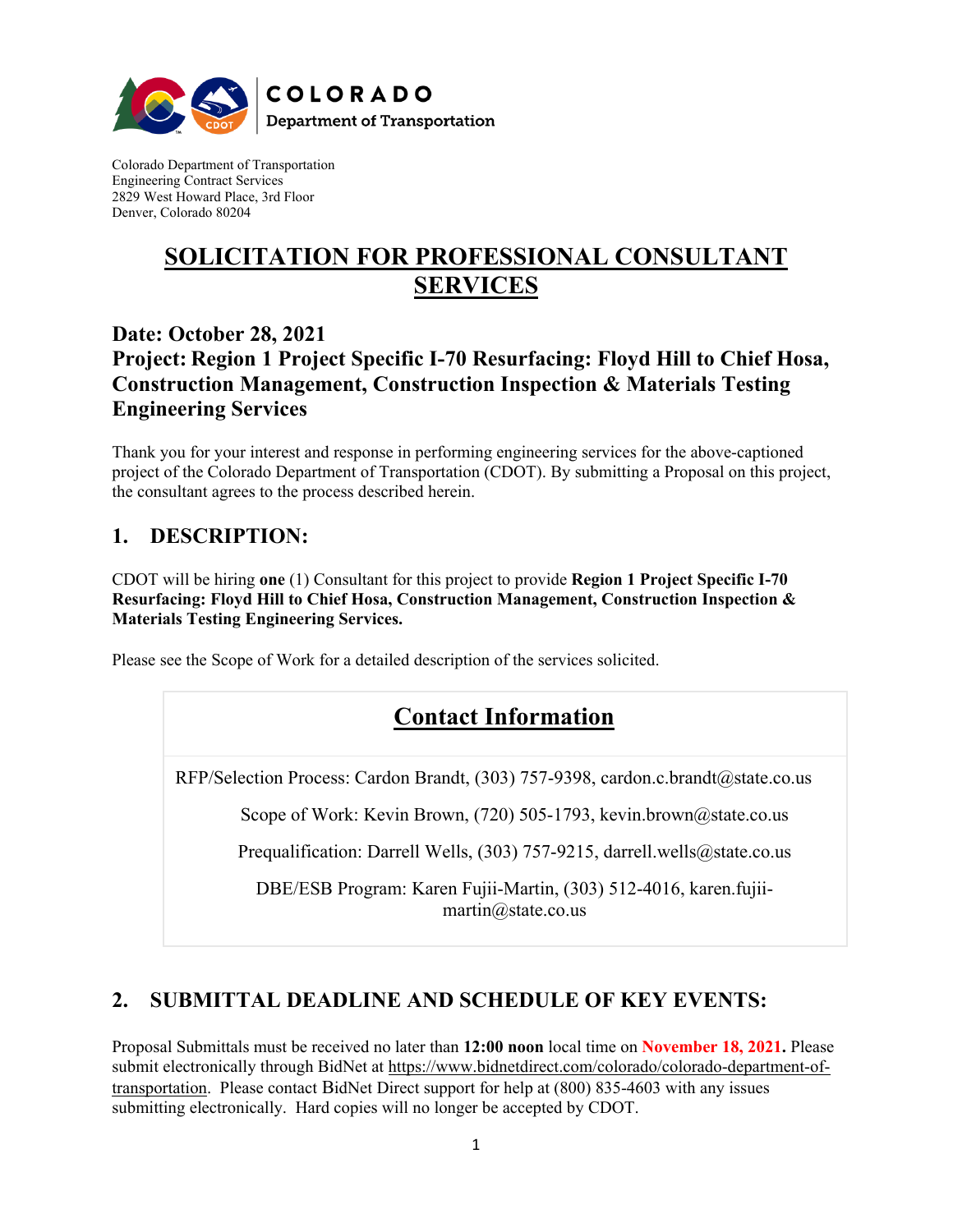COLORADO
Department of Transportation

Colorado Department of Transportation
Engineering Contract Services
2829 West Howard Place, 3rd Floor
Denver, Colorado 80204

# SOLICITATION FOR PROFESSIONAL CONSULTANT SERVICES

**Date: October 28, 2021**
**Project: Region 1 Project Specific I-70 Resurfacing: Floyd Hill to Chief Hosa, Construction Management, Construction Inspection & Materials Testing Engineering Services**

Thank you for your interest and response in performing engineering services for the above-captioned project of the Colorado Department of Transportation (CDOT). By submitting a Proposal on this project, the consultant agrees to the process described herein.

## 1. DESCRIPTION:

CDOT will be hiring **one** (1) Consultant for this project to provide **Region 1 Project Specific I-70 Resurfacing: Floyd Hill to Chief Hosa, Construction Management, Construction Inspection & Materials Testing Engineering Services.**

Please see the Scope of Work for a detailed description of the services solicited.

| Contact Information |
|---|
| RFP/Selection Process: Cardon Brandt, (303) 757-9398, cardon.c.brandt@state.co.us |
| Scope of Work: Kevin Brown, (720) 505-1793, kevin.brown@state.co.us |
| Prequalification: Darrell Wells, (303) 757-9215, darrell.wells@state.co.us |
| DBE/ESB Program: Karen Fujii-Martin, (303) 512-4016, karen.fujii-martin@state.co.us |

## 2. SUBMITTAL DEADLINE AND SCHEDULE OF KEY EVENTS:

Proposal Submittals must be received no later than **12:00 noon** local time on **November 18, 2021.** Please submit electronically through BidNet at https://www.bidnetdirect.com/colorado/colorado-department-of-transportation. Please contact BidNet Direct support for help at (800) 835-4603 with any issues submitting electronically. Hard copies will no longer be accepted by CDOT.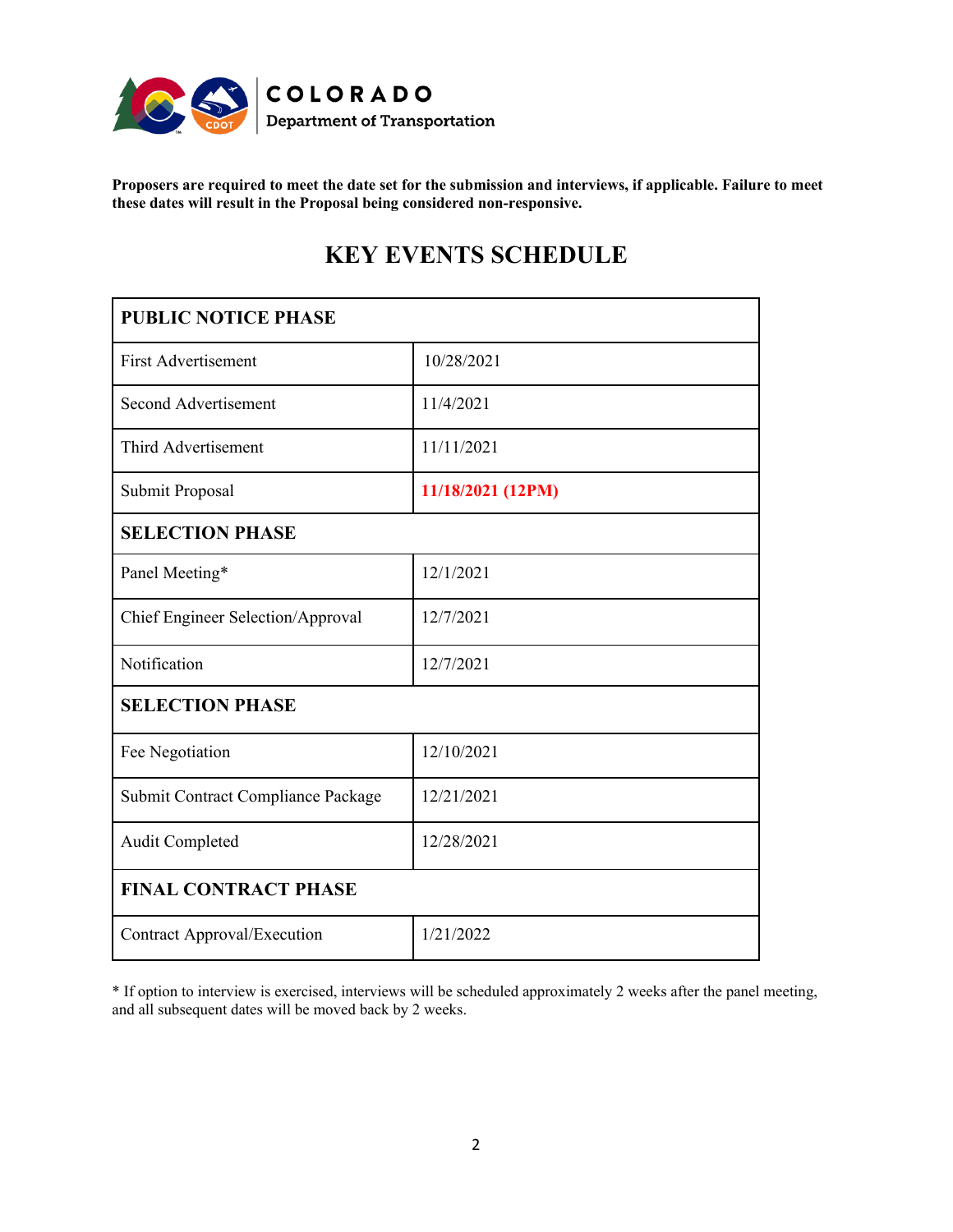**Proposers are required to meet the date set for the submission and interviews, if applicable. Failure to meet these dates will result in the Proposal being considered non-responsive.**

# KEY EVENTS SCHEDULE

| **PUBLIC NOTICE PHASE** | |
|---|---|
| First Advertisement | 10/28/2021 |
| Second Advertisement | 11/4/2021 |
| Third Advertisement | 11/11/2021 |
| Submit Proposal | **11/18/2021 (12PM)** |
| **SELECTION PHASE** | |
| Panel Meeting* | 12/1/2021 |
| Chief Engineer Selection/Approval | 12/7/2021 |
| Notification | 12/7/2021 |
| **SELECTION PHASE** | |
| Fee Negotiation | 12/10/2021 |
| Submit Contract Compliance Package | 12/21/2021 |
| Audit Completed | 12/28/2021 |
| **FINAL CONTRACT PHASE** | |
| Contract Approval/Execution | 1/21/2022 |

* If option to interview is exercised, interviews will be scheduled approximately 2 weeks after the panel meeting, and all subsequent dates will be moved back by 2 weeks.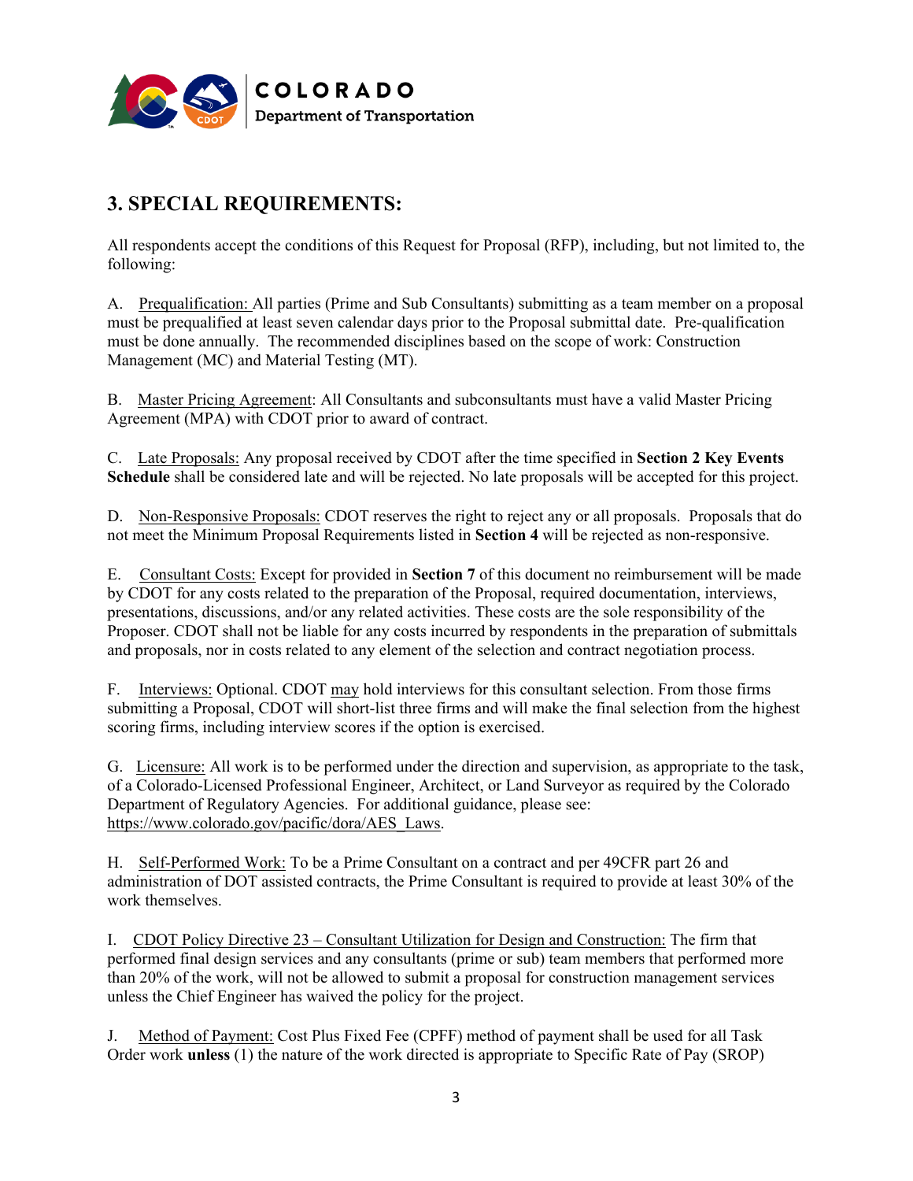## 3. SPECIAL REQUIREMENTS:

All respondents accept the conditions of this Request for Proposal (RFP), including, but not limited to, the following:

A. Prequalification: All parties (Prime and Sub Consultants) submitting as a team member on a proposal must be prequalified at least seven calendar days prior to the Proposal submittal date. Pre-qualification must be done annually. The recommended disciplines based on the scope of work: Construction Management (MC) and Material Testing (MT).

B. Master Pricing Agreement: All Consultants and subconsultants must have a valid Master Pricing Agreement (MPA) with CDOT prior to award of contract.

C. Late Proposals: Any proposal received by CDOT after the time specified in **Section 2 Key Events Schedule** shall be considered late and will be rejected. No late proposals will be accepted for this project.

D. Non-Responsive Proposals: CDOT reserves the right to reject any or all proposals. Proposals that do not meet the Minimum Proposal Requirements listed in **Section 4** will be rejected as non-responsive.

E. Consultant Costs: Except for provided in **Section 7** of this document no reimbursement will be made by CDOT for any costs related to the preparation of the Proposal, required documentation, interviews, presentations, discussions, and/or any related activities. These costs are the sole responsibility of the Proposer. CDOT shall not be liable for any costs incurred by respondents in the preparation of submittals and proposals, nor in costs related to any element of the selection and contract negotiation process.

F. Interviews: Optional. CDOT may hold interviews for this consultant selection. From those firms submitting a Proposal, CDOT will short-list three firms and will make the final selection from the highest scoring firms, including interview scores if the option is exercised.

G. Licensure: All work is to be performed under the direction and supervision, as appropriate to the task, of a Colorado-Licensed Professional Engineer, Architect, or Land Surveyor as required by the Colorado Department of Regulatory Agencies. For additional guidance, please see: https://www.colorado.gov/pacific/dora/AES_Laws.

H. Self-Performed Work: To be a Prime Consultant on a contract and per 49CFR part 26 and administration of DOT assisted contracts, the Prime Consultant is required to provide at least 30% of the work themselves.

I. CDOT Policy Directive 23 – Consultant Utilization for Design and Construction: The firm that performed final design services and any consultants (prime or sub) team members that performed more than 20% of the work, will not be allowed to submit a proposal for construction management services unless the Chief Engineer has waived the policy for the project.

J. Method of Payment: Cost Plus Fixed Fee (CPFF) method of payment shall be used for all Task Order work **unless** (1) the nature of the work directed is appropriate to Specific Rate of Pay (SROP)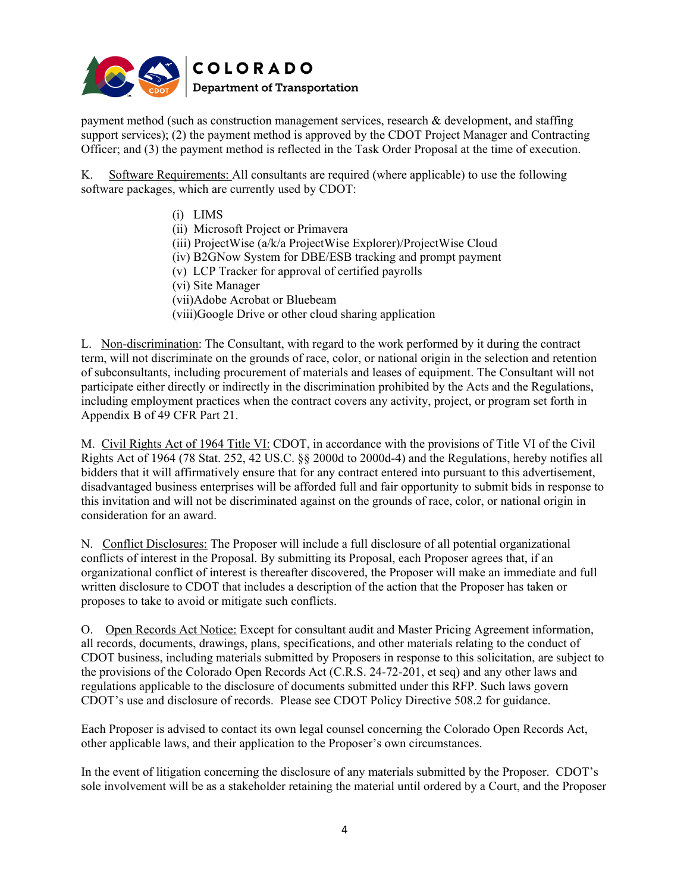payment method (such as construction management services, research & development, and staffing support services); (2) the payment method is approved by the CDOT Project Manager and Contracting Officer; and (3) the payment method is reflected in the Task Order Proposal at the time of execution.

K. Software Requirements: All consultants are required (where applicable) to use the following software packages, which are currently used by CDOT:

- (i) LIMS
- (ii) Microsoft Project or Primavera
- (iii) ProjectWise (a/k/a ProjectWise Explorer)/ProjectWise Cloud
- (iv) B2GNow System for DBE/ESB tracking and prompt payment
- (v) LCP Tracker for approval of certified payrolls
- (vi) Site Manager
- (vii) Adobe Acrobat or Bluebeam
- (viii) Google Drive or other cloud sharing application

L. Non-discrimination: The Consultant, with regard to the work performed by it during the contract term, will not discriminate on the grounds of race, color, or national origin in the selection and retention of subconsultants, including procurement of materials and leases of equipment. The Consultant will not participate either directly or indirectly in the discrimination prohibited by the Acts and the Regulations, including employment practices when the contract covers any activity, project, or program set forth in Appendix B of 49 CFR Part 21.

M. Civil Rights Act of 1964 Title VI: CDOT, in accordance with the provisions of Title VI of the Civil Rights Act of 1964 (78 Stat. 252, 42 US.C. §§ 2000d to 2000d-4) and the Regulations, hereby notifies all bidders that it will affirmatively ensure that for any contract entered into pursuant to this advertisement, disadvantaged business enterprises will be afforded full and fair opportunity to submit bids in response to this invitation and will not be discriminated against on the grounds of race, color, or national origin in consideration for an award.

N. Conflict Disclosures: The Proposer will include a full disclosure of all potential organizational conflicts of interest in the Proposal. By submitting its Proposal, each Proposer agrees that, if an organizational conflict of interest is thereafter discovered, the Proposer will make an immediate and full written disclosure to CDOT that includes a description of the action that the Proposer has taken or proposes to take to avoid or mitigate such conflicts.

O. Open Records Act Notice: Except for consultant audit and Master Pricing Agreement information, all records, documents, drawings, plans, specifications, and other materials relating to the conduct of CDOT business, including materials submitted by Proposers in response to this solicitation, are subject to the provisions of the Colorado Open Records Act (C.R.S. 24-72-201, et seq) and any other laws and regulations applicable to the disclosure of documents submitted under this RFP. Such laws govern CDOT's use and disclosure of records. Please see CDOT Policy Directive 508.2 for guidance.

Each Proposer is advised to contact its own legal counsel concerning the Colorado Open Records Act, other applicable laws, and their application to the Proposer's own circumstances.

In the event of litigation concerning the disclosure of any materials submitted by the Proposer. CDOT's sole involvement will be as a stakeholder retaining the material until ordered by a Court, and the Proposer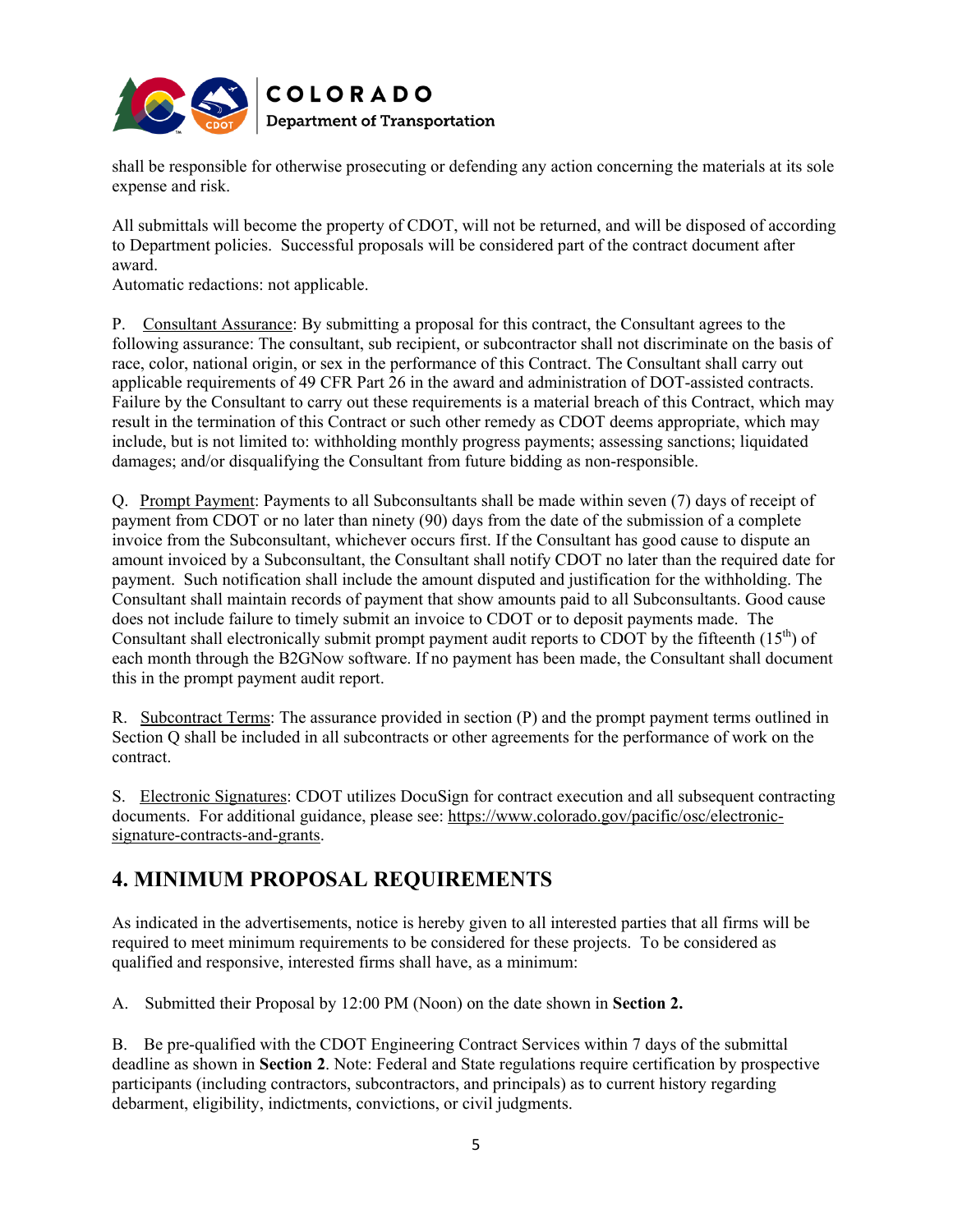shall be responsible for otherwise prosecuting or defending any action concerning the materials at its sole expense and risk.

All submittals will become the property of CDOT, will not be returned, and will be disposed of according to Department policies. Successful proposals will be considered part of the contract document after award.
Automatic redactions: not applicable.

P. Consultant Assurance: By submitting a proposal for this contract, the Consultant agrees to the following assurance: The consultant, sub recipient, or subcontractor shall not discriminate on the basis of race, color, national origin, or sex in the performance of this Contract. The Consultant shall carry out applicable requirements of 49 CFR Part 26 in the award and administration of DOT-assisted contracts. Failure by the Consultant to carry out these requirements is a material breach of this Contract, which may result in the termination of this Contract or such other remedy as CDOT deems appropriate, which may include, but is not limited to: withholding monthly progress payments; assessing sanctions; liquidated damages; and/or disqualifying the Consultant from future bidding as non-responsible.

Q. Prompt Payment: Payments to all Subconsultants shall be made within seven (7) days of receipt of payment from CDOT or no later than ninety (90) days from the date of the submission of a complete invoice from the Subconsultant, whichever occurs first. If the Consultant has good cause to dispute an amount invoiced by a Subconsultant, the Consultant shall notify CDOT no later than the required date for payment. Such notification shall include the amount disputed and justification for the withholding. The Consultant shall maintain records of payment that show amounts paid to all Subconsultants. Good cause does not include failure to timely submit an invoice to CDOT or to deposit payments made. The Consultant shall electronically submit prompt payment audit reports to CDOT by the fifteenth (15th) of each month through the B2GNow software. If no payment has been made, the Consultant shall document this in the prompt payment audit report.

R. Subcontract Terms: The assurance provided in section (P) and the prompt payment terms outlined in Section Q shall be included in all subcontracts or other agreements for the performance of work on the contract.

S. Electronic Signatures: CDOT utilizes DocuSign for contract execution and all subsequent contracting documents. For additional guidance, please see: https://www.colorado.gov/pacific/osc/electronic-signature-contracts-and-grants.

## 4. MINIMUM PROPOSAL REQUIREMENTS

As indicated in the advertisements, notice is hereby given to all interested parties that all firms will be required to meet minimum requirements to be considered for these projects. To be considered as qualified and responsive, interested firms shall have, as a minimum:

A. Submitted their Proposal by 12:00 PM (Noon) on the date shown in **Section 2.**

B. Be pre-qualified with the CDOT Engineering Contract Services within 7 days of the submittal deadline as shown in **Section 2**. Note: Federal and State regulations require certification by prospective participants (including contractors, subcontractors, and principals) as to current history regarding debarment, eligibility, indictments, convictions, or civil judgments.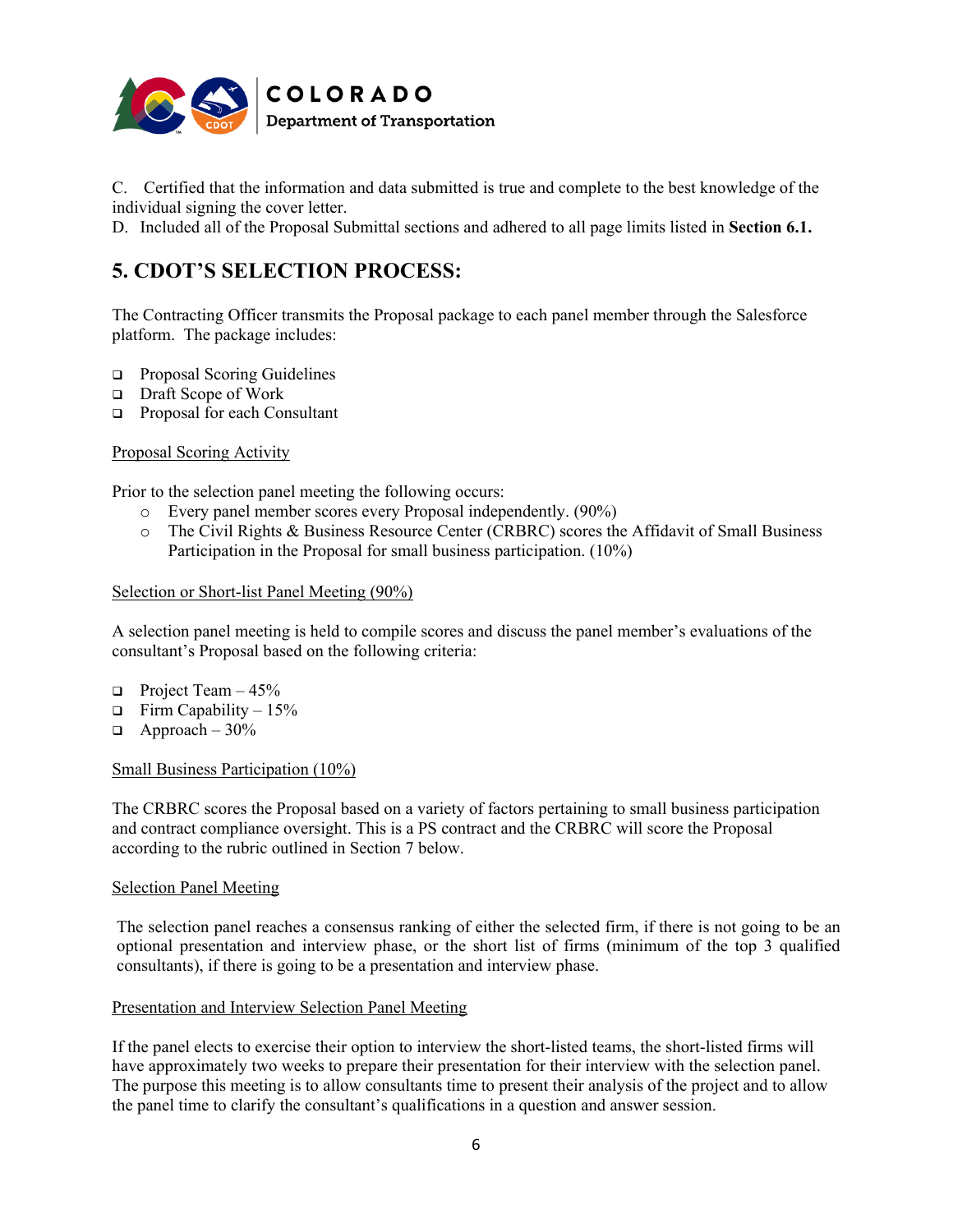C. Certified that the information and data submitted is true and complete to the best knowledge of the individual signing the cover letter.
D. Included all of the Proposal Submittal sections and adhered to all page limits listed in **Section 6.1.**

## 5. CDOT'S SELECTION PROCESS:

The Contracting Officer transmits the Proposal package to each panel member through the Salesforce platform. The package includes:

- Proposal Scoring Guidelines
- Draft Scope of Work
- Proposal for each Consultant

<u>Proposal Scoring Activity</u>

Prior to the selection panel meeting the following occurs:

- Every panel member scores every Proposal independently. (90%)
- The Civil Rights & Business Resource Center (CRBRC) scores the Affidavit of Small Business Participation in the Proposal for small business participation. (10%)

<u>Selection or Short-list Panel Meeting (90%)</u>

A selection panel meeting is held to compile scores and discuss the panel member's evaluations of the consultant's Proposal based on the following criteria:

- Project Team – 45%
- Firm Capability – 15%
- Approach – 30%

<u>Small Business Participation (10%)</u>

The CRBRC scores the Proposal based on a variety of factors pertaining to small business participation and contract compliance oversight. This is a PS contract and the CRBRC will score the Proposal according to the rubric outlined in Section 7 below.

<u>Selection Panel Meeting</u>

The selection panel reaches a consensus ranking of either the selected firm, if there is not going to be an optional presentation and interview phase, or the short list of firms (minimum of the top 3 qualified consultants), if there is going to be a presentation and interview phase.

<u>Presentation and Interview Selection Panel Meeting</u>

If the panel elects to exercise their option to interview the short-listed teams, the short-listed firms will have approximately two weeks to prepare their presentation for their interview with the selection panel. The purpose this meeting is to allow consultants time to present their analysis of the project and to allow the panel time to clarify the consultant's qualifications in a question and answer session.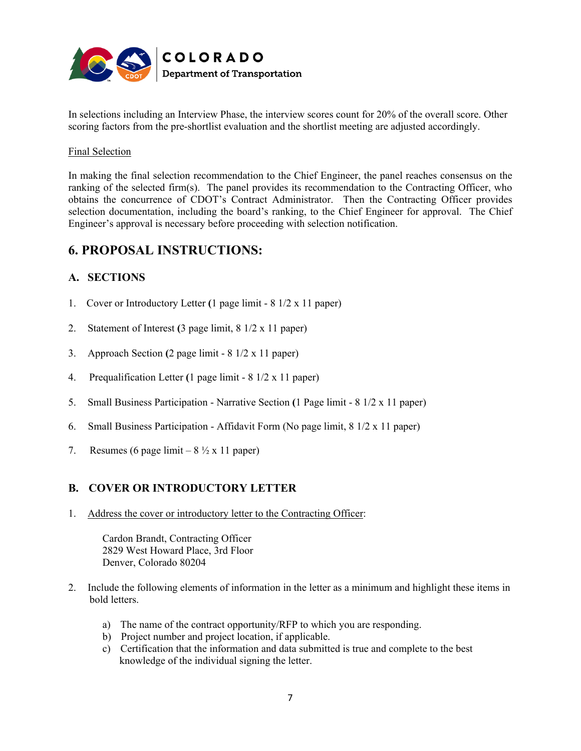In selections including an Interview Phase, the interview scores count for 20% of the overall score. Other scoring factors from the pre-shortlist evaluation and the shortlist meeting are adjusted accordingly.

Final Selection

In making the final selection recommendation to the Chief Engineer, the panel reaches consensus on the ranking of the selected firm(s). The panel provides its recommendation to the Contracting Officer, who obtains the concurrence of CDOT's Contract Administrator. Then the Contracting Officer provides selection documentation, including the board's ranking, to the Chief Engineer for approval. The Chief Engineer's approval is necessary before proceeding with selection notification.

## 6. PROPOSAL INSTRUCTIONS:

### A. SECTIONS

1. Cover or Introductory Letter (1 page limit - 8 1/2 x 11 paper)
2. Statement of Interest (3 page limit, 8 1/2 x 11 paper)
3. Approach Section (2 page limit - 8 1/2 x 11 paper)
4. Prequalification Letter (1 page limit - 8 1/2 x 11 paper)
5. Small Business Participation - Narrative Section (1 Page limit - 8 1/2 x 11 paper)
6. Small Business Participation - Affidavit Form (No page limit, 8 1/2 x 11 paper)
7. Resumes (6 page limit – 8 ½ x 11 paper)

### B. COVER OR INTRODUCTORY LETTER

1. Address the cover or introductory letter to the Contracting Officer:

   Cardon Brandt, Contracting Officer
   2829 West Howard Place, 3rd Floor
   Denver, Colorado 80204

2. Include the following elements of information in the letter as a minimum and highlight these items in bold letters.

   a) The name of the contract opportunity/RFP to which you are responding.
   b) Project number and project location, if applicable.
   c) Certification that the information and data submitted is true and complete to the best knowledge of the individual signing the letter.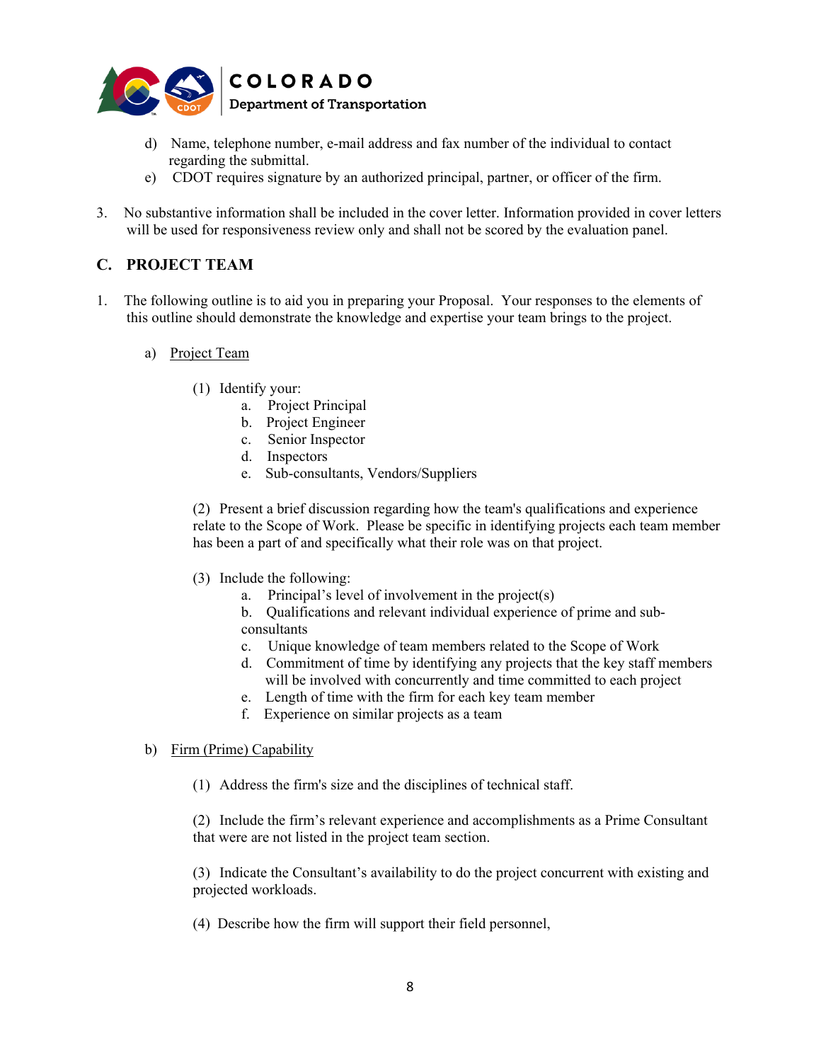d) Name, telephone number, e-mail address and fax number of the individual to contact regarding the submittal.

e) CDOT requires signature by an authorized principal, partner, or officer of the firm.

3. No substantive information shall be included in the cover letter. Information provided in cover letters will be used for responsiveness review only and shall not be scored by the evaluation panel.

## C. PROJECT TEAM

1. The following outline is to aid you in preparing your Proposal. Your responses to the elements of this outline should demonstrate the knowledge and expertise your team brings to the project.

   a) Project Team

      (1) Identify your:
      - a. Project Principal
      - b. Project Engineer
      - c. Senior Inspector
      - d. Inspectors
      - e. Sub-consultants, Vendors/Suppliers

      (2) Present a brief discussion regarding how the team's qualifications and experience relate to the Scope of Work. Please be specific in identifying projects each team member has been a part of and specifically what their role was on that project.

      (3) Include the following:
      - a. Principal's level of involvement in the project(s)
      - b. Qualifications and relevant individual experience of prime and sub-consultants
      - c. Unique knowledge of team members related to the Scope of Work
      - d. Commitment of time by identifying any projects that the key staff members will be involved with concurrently and time committed to each project
      - e. Length of time with the firm for each key team member
      - f. Experience on similar projects as a team

   b) Firm (Prime) Capability

      (1) Address the firm's size and the disciplines of technical staff.

      (2) Include the firm's relevant experience and accomplishments as a Prime Consultant that were are not listed in the project team section.

      (3) Indicate the Consultant's availability to do the project concurrent with existing and projected workloads.

      (4) Describe how the firm will support their field personnel,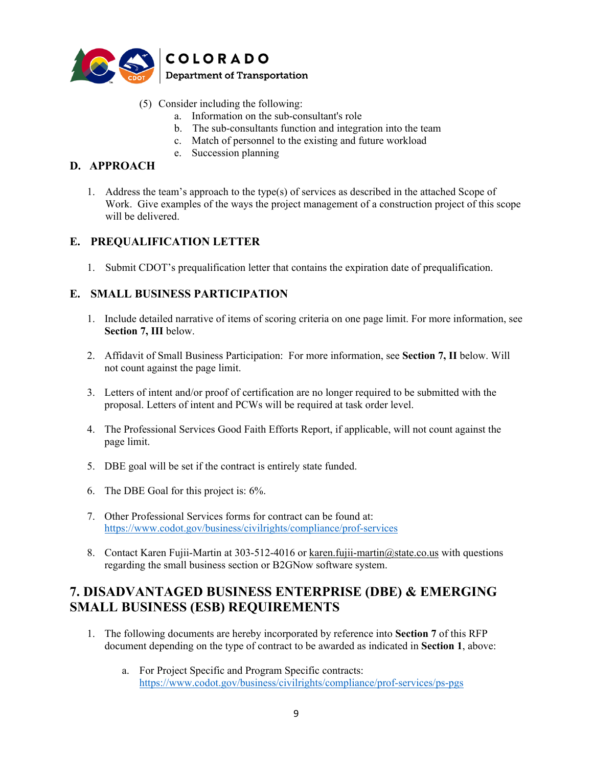(5) Consider including the following:
   a. Information on the sub-consultant's role
   b. The sub-consultants function and integration into the team
   c. Match of personnel to the existing and future workload
   e. Succession planning

## D. APPROACH

1. Address the team's approach to the type(s) of services as described in the attached Scope of Work. Give examples of the ways the project management of a construction project of this scope will be delivered.

## E. PREQUALIFICATION LETTER

1. Submit CDOT's prequalification letter that contains the expiration date of prequalification.

## E. SMALL BUSINESS PARTICIPATION

1. Include detailed narrative of items of scoring criteria on one page limit. For more information, see **Section 7, III** below.

2. Affidavit of Small Business Participation: For more information, see **Section 7, II** below. Will not count against the page limit.

3. Letters of intent and/or proof of certification are no longer required to be submitted with the proposal. Letters of intent and PCWs will be required at task order level.

4. The Professional Services Good Faith Efforts Report, if applicable, will not count against the page limit.

5. DBE goal will be set if the contract is entirely state funded.

6. The DBE Goal for this project is: 6%.

7. Other Professional Services forms for contract can be found at: https://www.codot.gov/business/civilrights/compliance/prof-services

8. Contact Karen Fujii-Martin at 303-512-4016 or karen.fujii-martin@state.co.us with questions regarding the small business section or B2GNow software system.

# 7. DISADVANTAGED BUSINESS ENTERPRISE (DBE) & EMERGING SMALL BUSINESS (ESB) REQUIREMENTS

1. The following documents are hereby incorporated by reference into **Section 7** of this RFP document depending on the type of contract to be awarded as indicated in **Section 1**, above:

   a. For Project Specific and Program Specific contracts: https://www.codot.gov/business/civilrights/compliance/prof-services/ps-pgs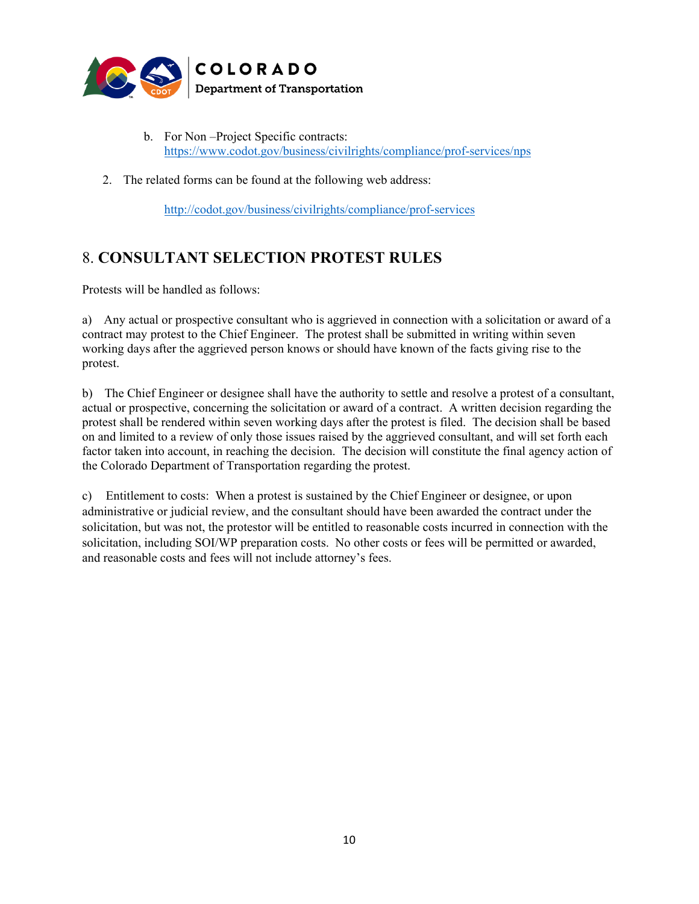b. For Non –Project Specific contracts: https://www.codot.gov/business/civilrights/compliance/prof-services/nps

2. The related forms can be found at the following web address:

   http://codot.gov/business/civilrights/compliance/prof-services

## 8. CONSULTANT SELECTION PROTEST RULES

Protests will be handled as follows:

a) Any actual or prospective consultant who is aggrieved in connection with a solicitation or award of a contract may protest to the Chief Engineer. The protest shall be submitted in writing within seven working days after the aggrieved person knows or should have known of the facts giving rise to the protest.

b) The Chief Engineer or designee shall have the authority to settle and resolve a protest of a consultant, actual or prospective, concerning the solicitation or award of a contract. A written decision regarding the protest shall be rendered within seven working days after the protest is filed. The decision shall be based on and limited to a review of only those issues raised by the aggrieved consultant, and will set forth each factor taken into account, in reaching the decision. The decision will constitute the final agency action of the Colorado Department of Transportation regarding the protest.

c) Entitlement to costs: When a protest is sustained by the Chief Engineer or designee, or upon administrative or judicial review, and the consultant should have been awarded the contract under the solicitation, but was not, the protestor will be entitled to reasonable costs incurred in connection with the solicitation, including SOI/WP preparation costs. No other costs or fees will be permitted or awarded, and reasonable costs and fees will not include attorney's fees.